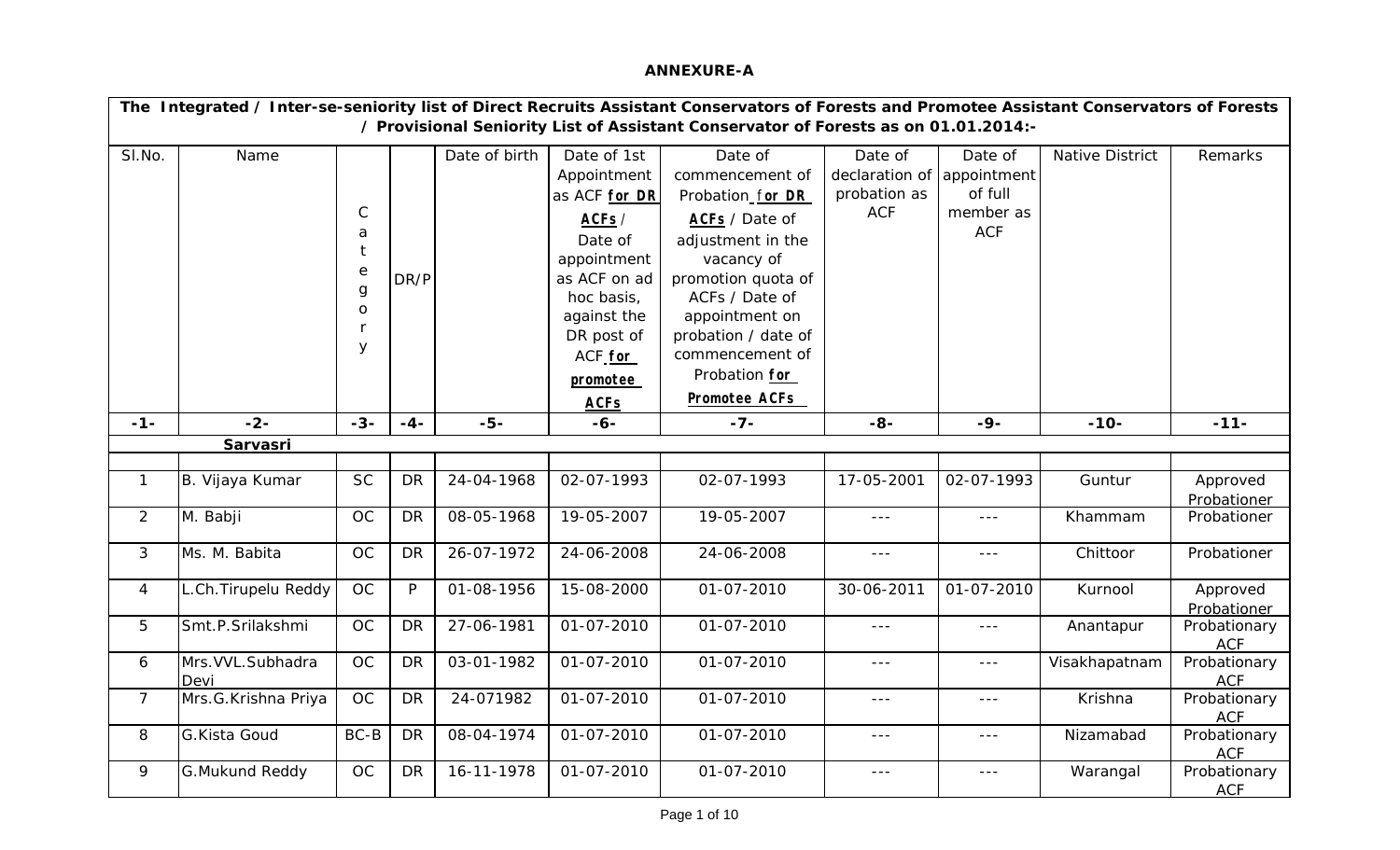**ANNEXURE-A**

**The Integrated / Inter-se-seniority list of Direct Recruits Assistant Conservators of Forests and Promotee Assistant Conservators of Forests / Provisional Seniority List of Assistant Conservator of Forests as on 01.01.2014:-**

| Sl.No. | Name | Category | DR/P | Date of birth | Date of 1st Appointment as ACF **for DR ACFs** / Date of appointment as ACF on ad hoc basis, against the DR post of ACF **for promotee ACFs** | Date of commencement of Probation **for DR ACFs** / Date of adjustment in the vacancy of promotion quota of ACFs / Date of appointment on probation / date of commencement of Probation **for Promotee ACFs** | Date of declaration of probation as ACF | Date of appointment of full member as ACF | Native District | Remarks |
|---|---|---|---|---|---|---|---|---|---|---|
| -1- | -2- | -3- | -4- | -5- | -6- | -7- | -8- | -9- | -10- | -11- |
| | **Sarvasri** | | | | | | | | | |
| 1 | B. Vijaya Kumar | SC | DR | 24-04-1968 | 02-07-1993 | 02-07-1993 | 17-05-2001 | 02-07-1993 | Guntur | Approved Probationer |
| 2 | M. Babji | OC | DR | 08-05-1968 | 19-05-2007 | 19-05-2007 | --- | --- | Khammam | Probationer |
| 3 | Ms. M. Babita | OC | DR | 26-07-1972 | 24-06-2008 | 24-06-2008 | --- | --- | Chittoor | Probationer |
| 4 | L.Ch.Tirupelu Reddy | OC | P | 01-08-1956 | 15-08-2000 | 01-07-2010 | 30-06-2011 | 01-07-2010 | Kurnool | Approved Probationer |
| 5 | Smt.P.Srilakshmi | OC | DR | 27-06-1981 | 01-07-2010 | 01-07-2010 | --- | --- | Anantapur | Probationary ACF |
| 6 | Mrs.VVL.Subhadra Devi | OC | DR | 03-01-1982 | 01-07-2010 | 01-07-2010 | --- | --- | Visakhapatnam | Probationary ACF |
| 7 | Mrs.G.Krishna Priya | OC | DR | 24-071982 | 01-07-2010 | 01-07-2010 | --- | --- | Krishna | Probationary ACF |
| 8 | G.Kista Goud | BC-B | DR | 08-04-1974 | 01-07-2010 | 01-07-2010 | --- | --- | Nizamabad | Probationary ACF |
| 9 | G.Mukund Reddy | OC | DR | 16-11-1978 | 01-07-2010 | 01-07-2010 | --- | --- | Warangal | Probationary ACF |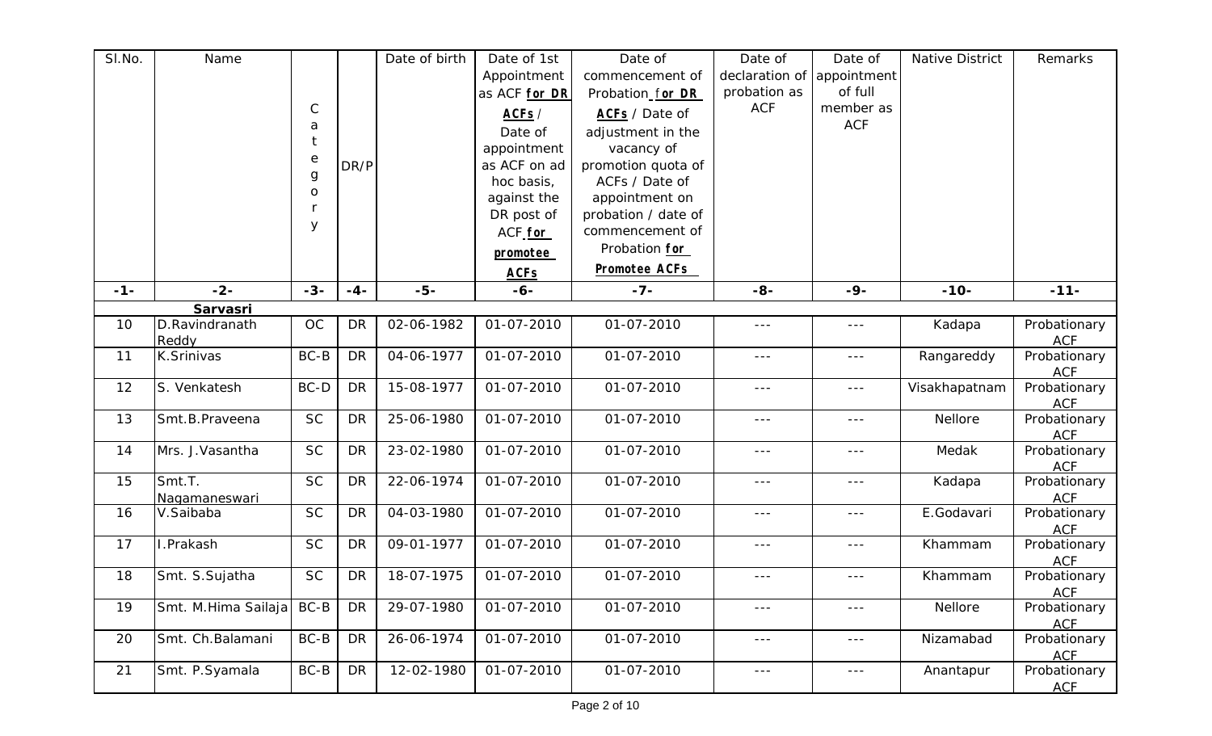| Sl.No. | Name | Category | DR/P | Date of birth | Date of 1st Appointment as ACF **for DR ACFs** / Date of appointment as ACF on ad hoc basis, against the DR post of ACF **for promotee ACFs** | Date of commencement of Probation **for DR ACFs** / Date of adjustment in the vacancy of promotion quota of ACFs / Date of appointment on probation / date of commencement of Probation **for Promotee ACFs** | Date of declaration of probation as ACF | Date of appointment of full member as ACF | Native District | Remarks |
|---|---|---|---|---|---|---|---|---|---|---|
| -1- | -2- | -3- | -4- | -5- | -6- | -7- | -8- | -9- | -10- | -11- |
| | **Sarvasri** | | | | | | | | | |
| 10 | D.Ravindranath Reddy | OC | DR | 02-06-1982 | 01-07-2010 | 01-07-2010 | --- | --- | Kadapa | Probationary ACF |
| 11 | K.Srinivas | BC-B | DR | 04-06-1977 | 01-07-2010 | 01-07-2010 | --- | --- | Rangareddy | Probationary ACF |
| 12 | S. Venkatesh | BC-D | DR | 15-08-1977 | 01-07-2010 | 01-07-2010 | --- | --- | Visakhapatnam | Probationary ACF |
| 13 | Smt.B.Praveena | SC | DR | 25-06-1980 | 01-07-2010 | 01-07-2010 | --- | --- | Nellore | Probationary ACF |
| 14 | Mrs. J.Vasantha | SC | DR | 23-02-1980 | 01-07-2010 | 01-07-2010 | --- | --- | Medak | Probationary ACF |
| 15 | Smt.T. Nagamaneswari | SC | DR | 22-06-1974 | 01-07-2010 | 01-07-2010 | --- | --- | Kadapa | Probationary ACF |
| 16 | V.Saibaba | SC | DR | 04-03-1980 | 01-07-2010 | 01-07-2010 | --- | --- | E.Godavari | Probationary ACF |
| 17 | I.Prakash | SC | DR | 09-01-1977 | 01-07-2010 | 01-07-2010 | --- | --- | Khammam | Probationary ACF |
| 18 | Smt. S.Sujatha | SC | DR | 18-07-1975 | 01-07-2010 | 01-07-2010 | --- | --- | Khammam | Probationary ACF |
| 19 | Smt. M.Hima Sailaja | BC-B | DR | 29-07-1980 | 01-07-2010 | 01-07-2010 | --- | --- | Nellore | Probationary ACF |
| 20 | Smt. Ch.Balamani | BC-B | DR | 26-06-1974 | 01-07-2010 | 01-07-2010 | --- | --- | Nizamabad | Probationary ACF |
| 21 | Smt. P.Syamala | BC-B | DR | 12-02-1980 | 01-07-2010 | 01-07-2010 | --- | --- | Anantapur | Probationary ACF |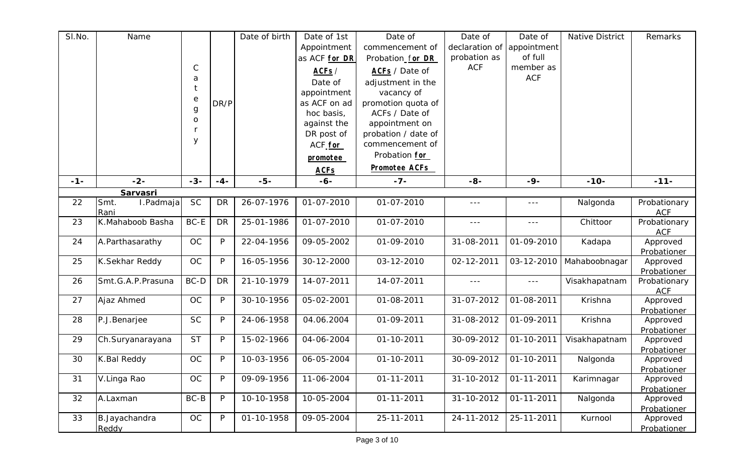| Sl.No. | Name | Category | DR/P | Date of birth | Date of 1st Appointment as ACF **for DR ACFs** / Date of appointment as ACF on ad hoc basis, against the DR post of ACF **for promotee ACFs** | Date of commencement of Probation **for DR ACFs** / Date of adjustment in the vacancy of promotion quota of ACFs / Date of appointment on probation / date of commencement of Probation **for Promotee ACFs** | Date of declaration of probation as ACF | Date of appointment of full member as ACF | Native District | Remarks |
|---|---|---|---|---|---|---|---|---|---|---|
| -1- | -2- | -3- | -4- | -5- | -6- | -7- | -8- | -9- | -10- | -11- |
| | **Sarvasri** | | | | | | | | | |
| 22 | Smt. I.Padmaja Rani | SC | DR | 26-07-1976 | 01-07-2010 | 01-07-2010 | --- | --- | Nalgonda | Probationary ACF |
| 23 | K.Mahaboob Basha | BC-E | DR | 25-01-1986 | 01-07-2010 | 01-07-2010 | --- | --- | Chittoor | Probationary ACF |
| 24 | A.Parthasarathy | OC | P | 22-04-1956 | 09-05-2002 | 01-09-2010 | 31-08-2011 | 01-09-2010 | Kadapa | Approved Probationer |
| 25 | K.Sekhar Reddy | OC | P | 16-05-1956 | 30-12-2000 | 03-12-2010 | 02-12-2011 | 03-12-2010 | Mahaboobnagar | Approved Probationer |
| 26 | Smt.G.A.P.Prasuna | BC-D | DR | 21-10-1979 | 14-07-2011 | 14-07-2011 | --- | --- | Visakhapatnam | Probationary ACF |
| 27 | Ajaz Ahmed | OC | P | 30-10-1956 | 05-02-2001 | 01-08-2011 | 31-07-2012 | 01-08-2011 | Krishna | Approved Probationer |
| 28 | P.J.Benarjee | SC | P | 24-06-1958 | 04.06.2004 | 01-09-2011 | 31-08-2012 | 01-09-2011 | Krishna | Approved Probationer |
| 29 | Ch.Suryanarayana | ST | P | 15-02-1966 | 04-06-2004 | 01-10-2011 | 30-09-2012 | 01-10-2011 | Visakhapatnam | Approved Probationer |
| 30 | K.Bal Reddy | OC | P | 10-03-1956 | 06-05-2004 | 01-10-2011 | 30-09-2012 | 01-10-2011 | Nalgonda | Approved Probationer |
| 31 | V.Linga Rao | OC | P | 09-09-1956 | 11-06-2004 | 01-11-2011 | 31-10-2012 | 01-11-2011 | Karimnagar | Approved Probationer |
| 32 | A.Laxman | BC-B | P | 10-10-1958 | 10-05-2004 | 01-11-2011 | 31-10-2012 | 01-11-2011 | Nalgonda | Approved Probationer |
| 33 | B.Jayachandra Reddy | OC | P | 01-10-1958 | 09-05-2004 | 25-11-2011 | 24-11-2012 | 25-11-2011 | Kurnool | Approved Probationer |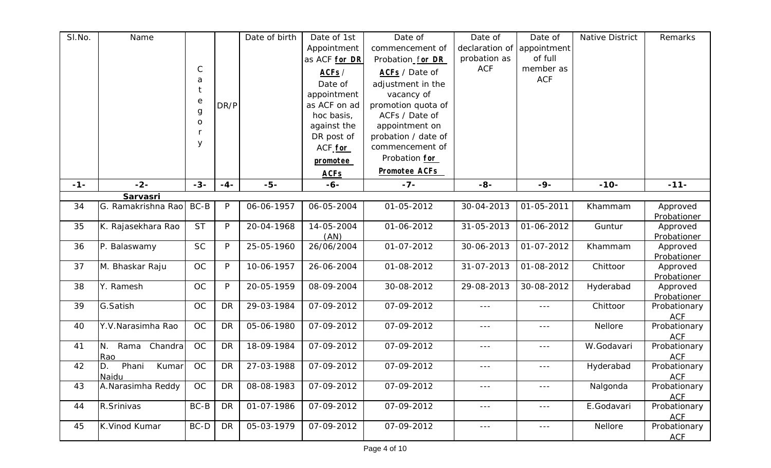| Sl.No. | Name | Category | DR/P | Date of birth | Date of 1st Appointment as ACF **for DR ACFs** / Date of appointment as ACF on ad hoc basis, against the DR post of ACF **for promotee ACFs** | Date of commencement of Probation **for DR ACFs** / Date of adjustment in the vacancy of promotion quota of ACFs / Date of appointment on probation / date of commencement of Probation **for Promotee ACFs** | Date of declaration of probation as ACF | Date of appointment of full member as ACF | Native District | Remarks |
|---|---|---|---|---|---|---|---|---|---|---|
| -1- | -2- | -3- | -4- | -5- | -6- | -7- | -8- | -9- | -10- | -11- |
| | **Sarvasri** | | | | | | | | | |
| 34 | G. Ramakrishna Rao | BC-B | P | 06-06-1957 | 06-05-2004 | 01-05-2012 | 30-04-2013 | 01-05-2011 | Khammam | Approved Probationer |
| 35 | K. Rajasekhara Rao | ST | P | 20-04-1968 | 14-05-2004 (AN) | 01-06-2012 | 31-05-2013 | 01-06-2012 | Guntur | Approved Probationer |
| 36 | P. Balaswamy | SC | P | 25-05-1960 | 26/06/2004 | 01-07-2012 | 30-06-2013 | 01-07-2012 | Khammam | Approved Probationer |
| 37 | M. Bhaskar Raju | OC | P | 10-06-1957 | 26-06-2004 | 01-08-2012 | 31-07-2013 | 01-08-2012 | Chittoor | Approved Probationer |
| 38 | Y. Ramesh | OC | P | 20-05-1959 | 08-09-2004 | 30-08-2012 | 29-08-2013 | 30-08-2012 | Hyderabad | Approved Probationer |
| 39 | G.Satish | OC | DR | 29-03-1984 | 07-09-2012 | 07-09-2012 | --- | --- | Chittoor | Probationary ACF |
| 40 | Y.V.Narasimha Rao | OC | DR | 05-06-1980 | 07-09-2012 | 07-09-2012 | --- | --- | Nellore | Probationary ACF |
| 41 | N. Rama Chandra Rao | OC | DR | 18-09-1984 | 07-09-2012 | 07-09-2012 | --- | --- | W.Godavari | Probationary ACF |
| 42 | D. Phani Kumar Naidu | OC | DR | 27-03-1988 | 07-09-2012 | 07-09-2012 | --- | --- | Hyderabad | Probationary ACF |
| 43 | A.Narasimha Reddy | OC | DR | 08-08-1983 | 07-09-2012 | 07-09-2012 | --- | --- | Nalgonda | Probationary ACF |
| 44 | R.Srinivas | BC-B | DR | 01-07-1986 | 07-09-2012 | 07-09-2012 | --- | --- | E.Godavari | Probationary ACF |
| 45 | K.Vinod Kumar | BC-D | DR | 05-03-1979 | 07-09-2012 | 07-09-2012 | --- | --- | Nellore | Probationary ACF |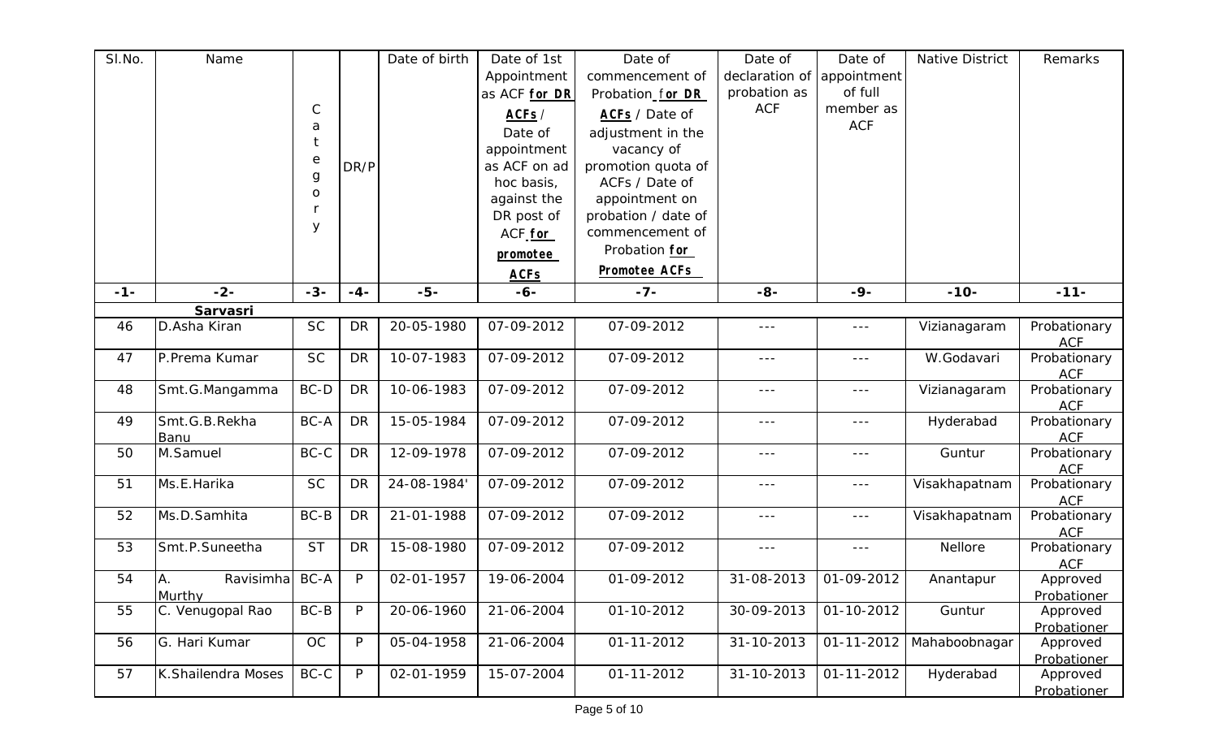| Sl.No. | Name | Category | DR/P | Date of birth | Date of 1st Appointment as ACF **for DR ACFs** / Date of appointment as ACF on ad hoc basis, against the DR post of ACF **for promotee ACFs** | Date of commencement of Probation **for DR ACFs** / Date of adjustment in the vacancy of promotion quota of ACFs / Date of appointment on probation / date of commencement of Probation **for Promotee ACFs** | Date of declaration of probation as ACF | Date of appointment of full member as ACF | Native District | Remarks |
|---|---|---|---|---|---|---|---|---|---|---|
| -1- | -2- | -3- | -4- | -5- | -6- | -7- | -8- | -9- | -10- | -11- |
| | **Sarvasri** | | | | | | | | | |
| 46 | D.Asha Kiran | SC | DR | 20-05-1980 | 07-09-2012 | 07-09-2012 | --- | --- | Vizianagaram | Probationary ACF |
| 47 | P.Prema Kumar | SC | DR | 10-07-1983 | 07-09-2012 | 07-09-2012 | --- | --- | W.Godavari | Probationary ACF |
| 48 | Smt.G.Mangamma | BC-D | DR | 10-06-1983 | 07-09-2012 | 07-09-2012 | --- | --- | Vizianagaram | Probationary ACF |
| 49 | Smt.G.B.Rekha Banu | BC-A | DR | 15-05-1984 | 07-09-2012 | 07-09-2012 | --- | --- | Hyderabad | Probationary ACF |
| 50 | M.Samuel | BC-C | DR | 12-09-1978 | 07-09-2012 | 07-09-2012 | --- | --- | Guntur | Probationary ACF |
| 51 | Ms.E.Harika | SC | DR | 24-08-1984' | 07-09-2012 | 07-09-2012 | --- | --- | Visakhapatnam | Probationary ACF |
| 52 | Ms.D.Samhita | BC-B | DR | 21-01-1988 | 07-09-2012 | 07-09-2012 | --- | --- | Visakhapatnam | Probationary ACF |
| 53 | Smt.P.Suneetha | ST | DR | 15-08-1980 | 07-09-2012 | 07-09-2012 | --- | --- | Nellore | Probationary ACF |
| 54 | A. Ravisimha Murthy | BC-A | P | 02-01-1957 | 19-06-2004 | 01-09-2012 | 31-08-2013 | 01-09-2012 | Anantapur | Approved Probationer |
| 55 | C. Venugopal Rao | BC-B | P | 20-06-1960 | 21-06-2004 | 01-10-2012 | 30-09-2013 | 01-10-2012 | Guntur | Approved Probationer |
| 56 | G. Hari Kumar | OC | P | 05-04-1958 | 21-06-2004 | 01-11-2012 | 31-10-2013 | 01-11-2012 | Mahaboobnagar | Approved Probationer |
| 57 | K.Shailendra Moses | BC-C | P | 02-01-1959 | 15-07-2004 | 01-11-2012 | 31-10-2013 | 01-11-2012 | Hyderabad | Approved Probationer |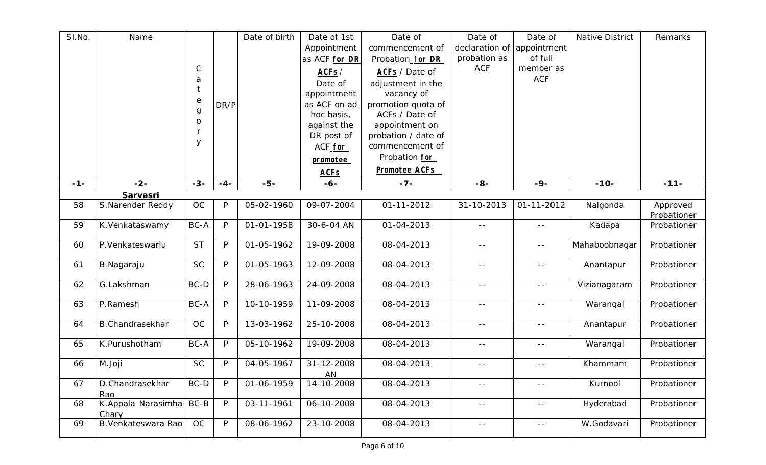| Sl.No. | Name | Category | DR/P | Date of birth | Date of 1st Appointment as ACF **for DR ACFs** / Date of appointment as ACF on ad hoc basis, against the DR post of ACF **for promotee ACFs** | Date of commencement of Probation **for DR ACFs** / Date of adjustment in the vacancy of promotion quota of ACFs / Date of appointment on probation / date of commencement of Probation **for Promotee ACFs** | Date of declaration of probation as ACF | Date of appointment of full member as ACF | Native District | Remarks |
|---|---|---|---|---|---|---|---|---|---|---|
| -1- | -2- | -3- | -4- | -5- | -6- | -7- | -8- | -9- | -10- | -11- |
| | **Sarvasri** | | | | | | | | | |
| 58 | S.Narender Reddy | OC | P | 05-02-1960 | 09-07-2004 | 01-11-2012 | 31-10-2013 | 01-11-2012 | Nalgonda | Approved Probationer |
| 59 | K.Venkataswamy | BC-A | P | 01-01-1958 | 30-6-04 AN | 01-04-2013 | -- | -- | Kadapa | Probationer |
| 60 | P.Venkateswarlu | ST | P | 01-05-1962 | 19-09-2008 | 08-04-2013 | -- | -- | Mahaboobnagar | Probationer |
| 61 | B.Nagaraju | SC | P | 01-05-1963 | 12-09-2008 | 08-04-2013 | -- | -- | Anantapur | Probationer |
| 62 | G.Lakshman | BC-D | P | 28-06-1963 | 24-09-2008 | 08-04-2013 | -- | -- | Vizianagaram | Probationer |
| 63 | P.Ramesh | BC-A | P | 10-10-1959 | 11-09-2008 | 08-04-2013 | -- | -- | Warangal | Probationer |
| 64 | B.Chandrasekhar | OC | P | 13-03-1962 | 25-10-2008 | 08-04-2013 | -- | -- | Anantapur | Probationer |
| 65 | K.Purushotham | BC-A | P | 05-10-1962 | 19-09-2008 | 08-04-2013 | -- | -- | Warangal | Probationer |
| 66 | M.Joji | SC | P | 04-05-1967 | 31-12-2008 AN | 08-04-2013 | -- | -- | Khammam | Probationer |
| 67 | D.Chandrasekhar Rao | BC-D | P | 01-06-1959 | 14-10-2008 | 08-04-2013 | -- | -- | Kurnool | Probationer |
| 68 | K.Appala Narasimha Chary | BC-B | P | 03-11-1961 | 06-10-2008 | 08-04-2013 | -- | -- | Hyderabad | Probationer |
| 69 | B.Venkateswara Rao | OC | P | 08-06-1962 | 23-10-2008 | 08-04-2013 | -- | -- | W.Godavari | Probationer |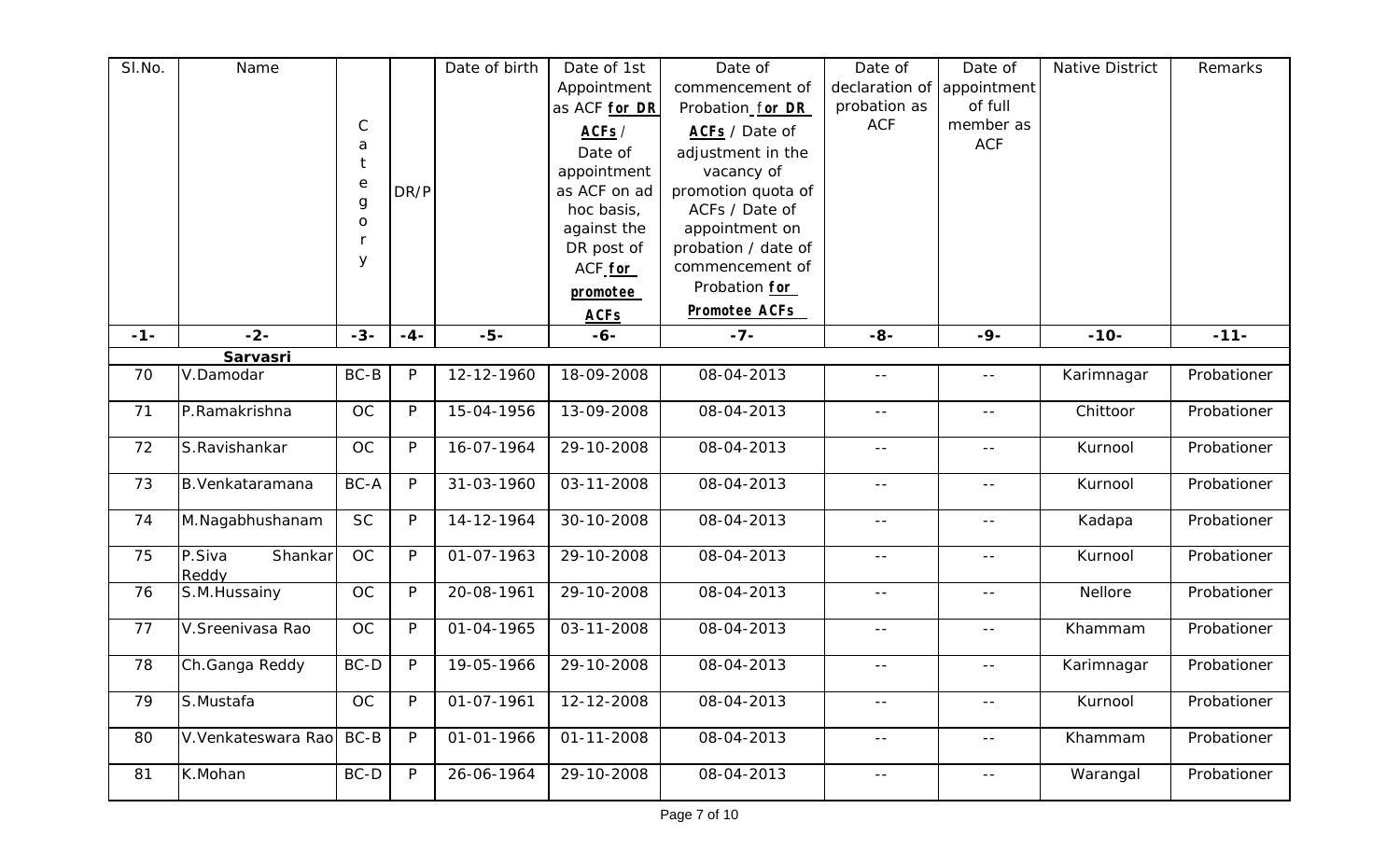| Sl.No. | Name | Category | DR/P | Date of birth | Date of 1st Appointment as ACF **for DR ACFs** / Date of appointment as ACF on ad hoc basis, against the DR post of ACF **for promotee ACFs** | Date of commencement of Probation **for DR ACFs** / Date of adjustment in the vacancy of promotion quota of ACFs / Date of appointment on probation / date of commencement of Probation **for Promotee ACFs** | Date of declaration of probation as ACF | Date of appointment of full member as ACF | Native District | Remarks |
|---|---|---|---|---|---|---|---|---|---|---|
| -1- | -2- | -3- | -4- | -5- | -6- | -7- | -8- | -9- | -10- | -11- |
| | **Sarvasri** | | | | | | | | | |
| 70 | V.Damodar | BC-B | P | 12-12-1960 | 18-09-2008 | 08-04-2013 | -- | -- | Karimnagar | Probationer |
| 71 | P.Ramakrishna | OC | P | 15-04-1956 | 13-09-2008 | 08-04-2013 | -- | -- | Chittoor | Probationer |
| 72 | S.Ravishankar | OC | P | 16-07-1964 | 29-10-2008 | 08-04-2013 | -- | -- | Kurnool | Probationer |
| 73 | B.Venkataramana | BC-A | P | 31-03-1960 | 03-11-2008 | 08-04-2013 | -- | -- | Kurnool | Probationer |
| 74 | M.Nagabhushanam | SC | P | 14-12-1964 | 30-10-2008 | 08-04-2013 | -- | -- | Kadapa | Probationer |
| 75 | P.Siva Shankar Reddy | OC | P | 01-07-1963 | 29-10-2008 | 08-04-2013 | -- | -- | Kurnool | Probationer |
| 76 | S.M.Hussainy | OC | P | 20-08-1961 | 29-10-2008 | 08-04-2013 | -- | -- | Nellore | Probationer |
| 77 | V.Sreenivasa Rao | OC | P | 01-04-1965 | 03-11-2008 | 08-04-2013 | -- | -- | Khammam | Probationer |
| 78 | Ch.Ganga Reddy | BC-D | P | 19-05-1966 | 29-10-2008 | 08-04-2013 | -- | -- | Karimnagar | Probationer |
| 79 | S.Mustafa | OC | P | 01-07-1961 | 12-12-2008 | 08-04-2013 | -- | -- | Kurnool | Probationer |
| 80 | V.Venkateswara Rao | BC-B | P | 01-01-1966 | 01-11-2008 | 08-04-2013 | -- | -- | Khammam | Probationer |
| 81 | K.Mohan | BC-D | P | 26-06-1964 | 29-10-2008 | 08-04-2013 | -- | -- | Warangal | Probationer |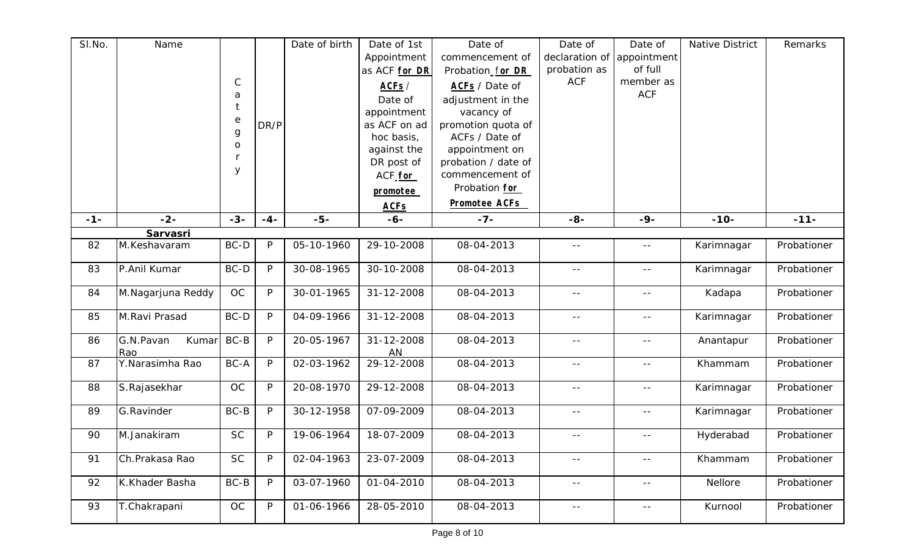| Sl.No. | Name | Category | DR/P | Date of birth | Date of 1st Appointment as ACF **for DR ACFs** / Date of appointment as ACF on ad hoc basis, against the DR post of ACF **for promotee ACFs** | Date of commencement of Probation **for DR ACFs** / Date of adjustment in the vacancy of promotion quota of ACFs / Date of appointment on probation / date of commencement of Probation **for Promotee ACFs** | Date of declaration of probation as ACF | Date of appointment of full member as ACF | Native District | Remarks |
|---|---|---|---|---|---|---|---|---|---|---|
| -1- | -2- | -3- | -4- | -5- | -6- | -7- | -8- | -9- | -10- | -11- |
| | **Sarvasri** | | | | | | | | | |
| 82 | M.Keshavaram | BC-D | P | 05-10-1960 | 29-10-2008 | 08-04-2013 | -- | -- | Karimnagar | Probationer |
| 83 | P.Anil Kumar | BC-D | P | 30-08-1965 | 30-10-2008 | 08-04-2013 | -- | -- | Karimnagar | Probationer |
| 84 | M.Nagarjuna Reddy | OC | P | 30-01-1965 | 31-12-2008 | 08-04-2013 | -- | -- | Kadapa | Probationer |
| 85 | M.Ravi Prasad | BC-D | P | 04-09-1966 | 31-12-2008 | 08-04-2013 | -- | -- | Karimnagar | Probationer |
| 86 | G.Pavan Kumar Rao | BC-B | P | 20-05-1967 | 31-12-2008 AN | 08-04-2013 | -- | -- | Anantapur | Probationer |
| 87 | Y.Narasimha Rao | BC-A | P | 02-03-1962 | 29-12-2008 | 08-04-2013 | -- | -- | Khammam | Probationer |
| 88 | S.Rajasekhar | OC | P | 20-08-1970 | 29-12-2008 | 08-04-2013 | -- | -- | Karimnagar | Probationer |
| 89 | G.Ravinder | BC-B | P | 30-12-1958 | 07-09-2009 | 08-04-2013 | -- | -- | Karimnagar | Probationer |
| 90 | M.Janakiram | SC | P | 19-06-1964 | 18-07-2009 | 08-04-2013 | -- | -- | Hyderabad | Probationer |
| 91 | Ch.Prakasa Rao | SC | P | 02-04-1963 | 23-07-2009 | 08-04-2013 | -- | -- | Khammam | Probationer |
| 92 | K.Khader Basha | BC-B | P | 03-07-1960 | 01-04-2010 | 08-04-2013 | -- | -- | Nellore | Probationer |
| 93 | T.Chakrapani | OC | P | 01-06-1966 | 28-05-2010 | 08-04-2013 | -- | -- | Kurnool | Probationer |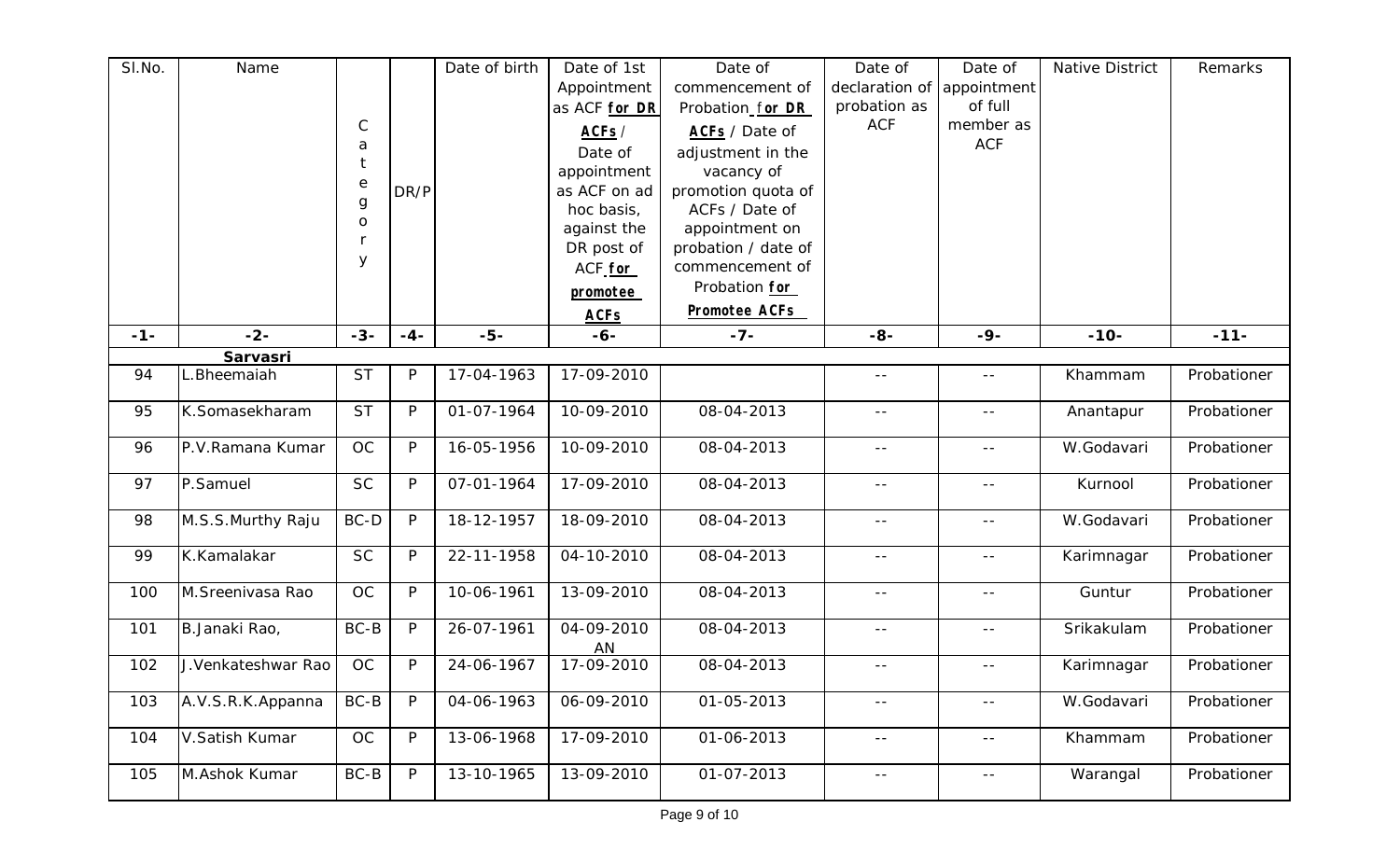| Sl.No. | Name | Category | DR/P | Date of birth | Date of 1st Appointment as ACF **for DR ACFs** / Date of appointment as ACF on ad hoc basis, against the DR post of ACF **for promotee ACFs** | Date of commencement of Probation **for DR ACFs** / Date of adjustment in the vacancy of promotion quota of ACFs / Date of appointment on probation / date of commencement of Probation **for Promotee ACFs** | Date of declaration of probation as ACF | Date of appointment of full member as ACF | Native District | Remarks |
|---|---|---|---|---|---|---|---|---|---|---|
| -1- | -2- | -3- | -4- | -5- | -6- | -7- | -8- | -9- | -10- | -11- |
| | **Sarvasri** | | | | | | | | | |
| 94 | L.Bheemaiah | ST | P | 17-04-1963 | 17-09-2010 | | -- | -- | Khammam | Probationer |
| 95 | K.Somasekharam | ST | P | 01-07-1964 | 10-09-2010 | 08-04-2013 | -- | -- | Anantapur | Probationer |
| 96 | P.V.Ramana Kumar | OC | P | 16-05-1956 | 10-09-2010 | 08-04-2013 | -- | -- | W.Godavari | Probationer |
| 97 | P.Samuel | SC | P | 07-01-1964 | 17-09-2010 | 08-04-2013 | -- | -- | Kurnool | Probationer |
| 98 | M.S.S.Murthy Raju | BC-D | P | 18-12-1957 | 18-09-2010 | 08-04-2013 | -- | -- | W.Godavari | Probationer |
| 99 | K.Kamalakar | SC | P | 22-11-1958 | 04-10-2010 | 08-04-2013 | -- | -- | Karimnagar | Probationer |
| 100 | M.Sreenivasa Rao | OC | P | 10-06-1961 | 13-09-2010 | 08-04-2013 | -- | -- | Guntur | Probationer |
| 101 | B.Janaki Rao, | BC-B | P | 26-07-1961 | 04-09-2010 AN | 08-04-2013 | -- | -- | Srikakulam | Probationer |
| 102 | J.Venkateshwar Rao | OC | P | 24-06-1967 | 17-09-2010 | 08-04-2013 | -- | -- | Karimnagar | Probationer |
| 103 | A.V.S.R.K.Appanna | BC-B | P | 04-06-1963 | 06-09-2010 | 01-05-2013 | -- | -- | W.Godavari | Probationer |
| 104 | V.Satish Kumar | OC | P | 13-06-1968 | 17-09-2010 | 01-06-2013 | -- | -- | Khammam | Probationer |
| 105 | M.Ashok Kumar | BC-B | P | 13-10-1965 | 13-09-2010 | 01-07-2013 | -- | -- | Warangal | Probationer |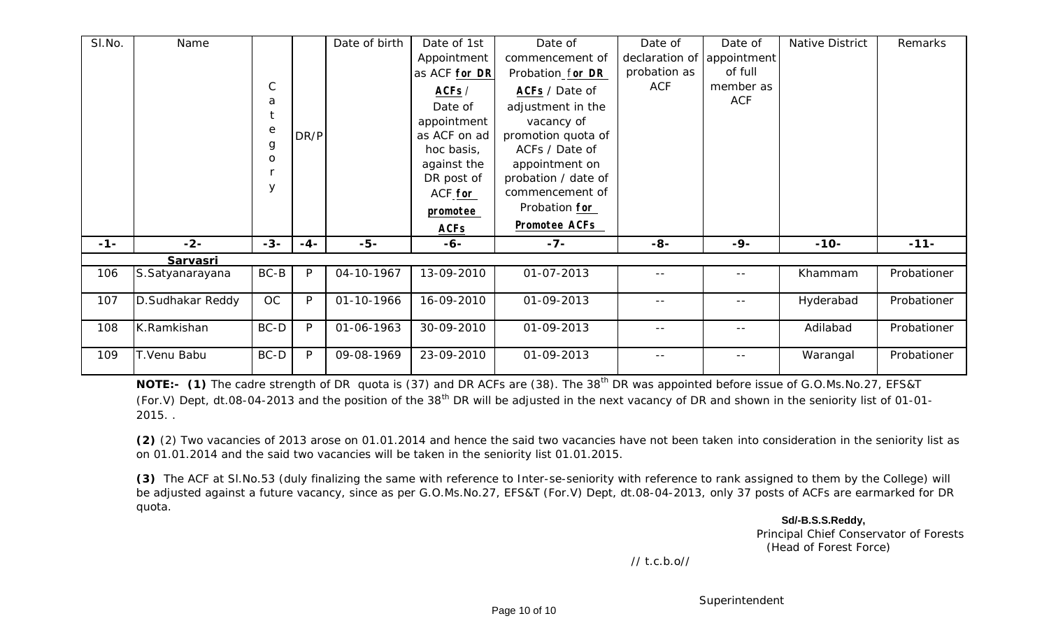| Sl.No. | Name | Category | DR/P | Date of birth | Date of 1st Appointment as ACF **for DR ACFs** / Date of appointment as ACF on ad hoc basis, against the DR post of ACF **for promotee ACFs** | Date of commencement of Probation **for DR ACFs** / Date of adjustment in the vacancy of promotion quota of ACFs / Date of appointment on probation / date of commencement of Probation **for Promotee ACFs** | Date of declaration of probation as ACF | Date of appointment of full member as ACF | Native District | Remarks |
|---|---|---|---|---|---|---|---|---|---|---|
| **-1-** | **-2-** | **-3-** | **-4-** | **-5-** | **-6-** | **-7-** | **-8-** | **-9-** | **-10-** | **-11-** |
| | **Sarvasri** | | | | | | | | | |
| 106 | S.Satyanarayana | BC-B | P | 04-10-1967 | 13-09-2010 | 01-07-2013 | -- | -- | Khammam | Probationer |
| 107 | D.Sudhakar Reddy | OC | P | 01-10-1966 | 16-09-2010 | 01-09-2013 | -- | -- | Hyderabad | Probationer |
| 108 | K.Ramkishan | BC-D | P | 01-06-1963 | 30-09-2010 | 01-09-2013 | -- | -- | Adilabad | Probationer |
| 109 | T.Venu Babu | BC-D | P | 09-08-1969 | 23-09-2010 | 01-09-2013 | -- | -- | Warangal | Probationer |

**NOTE:- (1)** The cadre strength of DR quota is (37) and DR ACFs are (38). The 38th DR was appointed before issue of G.O.Ms.No.27, EFS&T (For.V) Dept, dt.08-04-2013 and the position of the 38th DR will be adjusted in the next vacancy of DR and shown in the seniority list of 01-01-2015. .

**(2)** (2) Two vacancies of 2013 arose on 01.01.2014 and hence the said two vacancies have not been taken into consideration in the seniority list as on 01.01.2014 and the said two vacancies will be taken in the seniority list 01.01.2015.

**(3)** The ACF at Sl.No.53 (duly finalizing the same with reference to Inter-se-seniority with reference to rank assigned to them by the College) will be adjusted against a future vacancy, since as per G.O.Ms.No.27, EFS&T (For.V) Dept, dt.08-04-2013, only 37 posts of ACFs are earmarked for DR quota.

**Sd/-B.S.S.Reddy,**
Principal Chief Conservator of Forests
(Head of Forest Force)

// t.c.b.o//

Superintendent